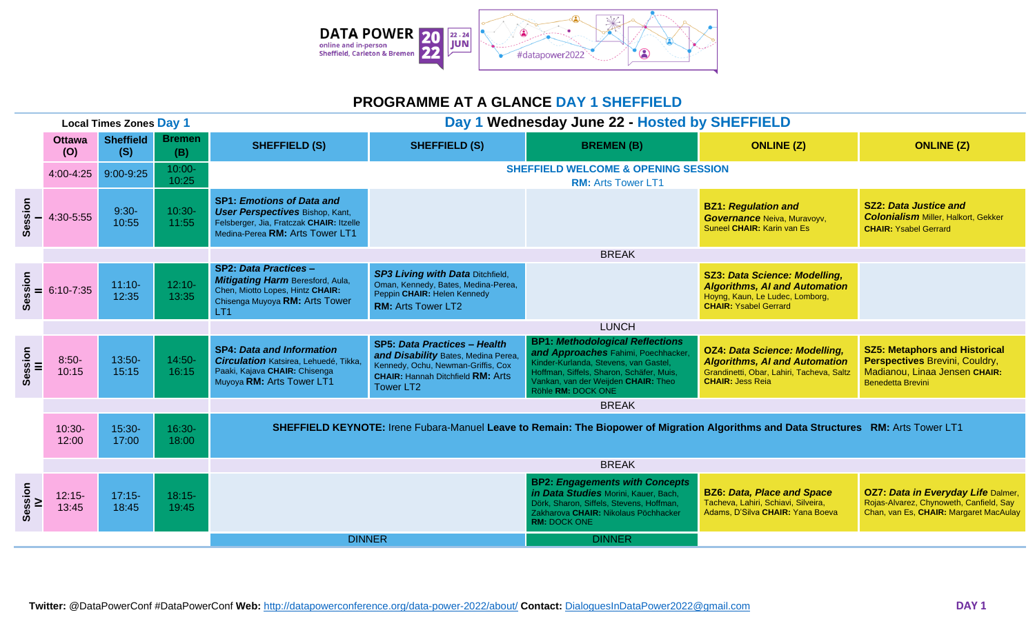**DATA POWER** online and in-person Sheffield, Carleton & Bremen **2022** 22 - 24 JUN #datapower2022

# PROGRAMME AT A GLANCE DAY 1 SHEFFIELD

| | Local Times Zones Day 1 | | | Day 1 Wednesday June 22 - Hosted by SHEFFIELD | | | | |
|---|---|---|---|---|---|---|---|---|
| | **Ottawa (O)** | **Sheffield (S)** | **Bremen (B)** | **SHEFFIELD (S)** | **SHEFFIELD (S)** | **BREMEN (B)** | **ONLINE (Z)** | **ONLINE (Z)** |
| | 4:00-4:25 | 9:00-9:25 | 10:00-10:25 | **SHEFFIELD WELCOME & OPENING SESSION** **RM:** Arts Tower LT1 | | | | |
| **Session I** | 4:30-5:55 | 9:30-10:55 | 10:30-11:55 | **SP1: *Emotions of Data and User Perspectives*** Bishop, Kant, Felsberger, Jia, Fratczak **CHAIR:** Itzelle Medina-Perea **RM:** Arts Tower LT1 | | | **BZ1: *Regulation and Governance*** Neiva, Muravoyv, Suneel **CHAIR:** Karin van Es | **SZ2: *Data Justice and Colonialism*** Miller, Halkort, Gekker **CHAIR:** Ysabel Gerrard |
| | | | | BREAK | | | | |
| **Session II** | 6:10-7:35 | 11:10-12:35 | 12:10-13:35 | **SP2: *Data Practices – Mitigating Harm*** Beresford, Aula, Chen, Miotto Lopes, Hintz **CHAIR:** Chisenga Muyoya **RM:** Arts Tower LT1 | ***SP3 Living with Data*** Ditchfield, Oman, Kennedy, Bates, Medina-Perea, Peppin **CHAIR:** Helen Kennedy **RM:** Arts Tower LT2 | | **SZ3: *Data Science: Modelling, Algorithms, AI and Automation*** Hoyng, Kaun, Le Ludec, Lomborg, **CHAIR:** Ysabel Gerrard | |
| | | | | LUNCH | | | | |
| **Session III** | 8:50-10:15 | 13:50-15:15 | 14:50-16:15 | **SP4: *Data and Information Circulation*** Katsirea, Lehuedé, Tikka, Paaki, Kajava **CHAIR:** Chisenga Muyoya **RM:** Arts Tower LT1 | **SP5: *Data Practices – Health and Disability*** Bates, Medina Perea, Kennedy, Ochu, Newman-Griffis, Cox **CHAIR:** Hannah Ditchfield **RM:** Arts Tower LT2 | **BP1: *Methodological Reflections and Approaches*** Fahimi, Poechhacker, Kinder-Kurlanda, Stevens, van Gastel, Hoffman, Siffels, Sharon, Schäfer, Muis, Vankan, van der Weijden **CHAIR:** Theo Röhle **RM:** DOCK ONE | **OZ4: *Data Science: Modelling, Algorithms, AI and Automation*** Grandinetti, Obar, Lahiri, Tacheva, Saltz **CHAIR:** Jess Reia | **SZ5: Metaphors and Historical Perspectives** Brevini, Couldry, Madianou, Linaa Jensen **CHAIR:** Benedetta Brevini |
| | | | | BREAK | | | | |
| | 10:30-12:00 | 15:30-17:00 | 16:30-18:00 | **SHEFFIELD KEYNOTE:** Irene Fubara-Manuel **Leave to Remain: The Biopower of Migration Algorithms and Data Structures** **RM:** Arts Tower LT1 | | | | |
| | | | | BREAK | | | | |
| **Session IV** | 12:15-13:45 | 17:15-18:45 | 18:15-19:45 | | | **BP2: *Engagements with Concepts in Data Studies*** Morini, Kauer, Bach, Dörk, Sharon, Siffels, Stevens, Hoffman, Zakharova **CHAIR:** Nikolaus Pöchhacker **RM:** DOCK ONE | **BZ6: *Data, Place and Space*** Tacheva, Lahiri, Schiavi, Silveira, Adams, D'Silva **CHAIR:** Yana Boeva | **OZ7: *Data in Everyday Life*** Dalmer, Rojas-Alvarez, Chynoweth, Canfield, Say Chan, van Es, **CHAIR:** Margaret MacAulay |
| | | | | DINNER | | DINNER | | |

**Twitter:** @DataPowerConf #DataPowerConf **Web:** http://datapowerconference.org/data-power-2022/about/ **Contact:** DialoguesInDataPower2022@gmail.com

DAY 1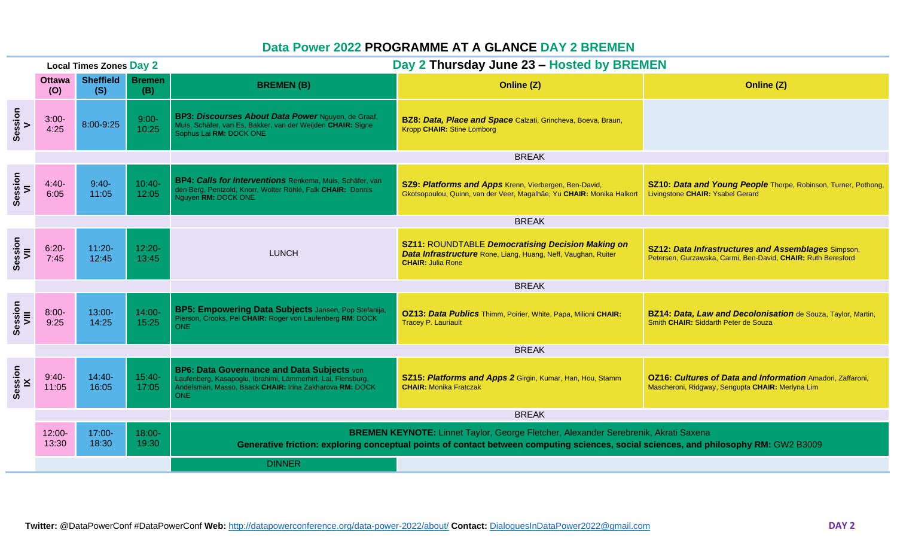# Data Power 2022 PROGRAMME AT A GLANCE DAY 2 BREMEN

## Day 2 Thursday June 23 – Hosted by BREMEN

| Local Times Zones Day 2 | | | | | | |
|---|---|---|---|---|---|---|
| | Ottawa (O) | Sheffield (S) | Bremen (B) | BREMEN (B) | Online (Z) | Online (Z) |
| Session V | 3:00-4:25 | 8:00-9:25 | 9:00-10:25 | **BP3: *Discourses About Data Power*** Nguyen, de Graaf, Muis, Schäfer, van Es, Bakker, van der Weijden **CHAIR:** Signe Sophus Lai **RM:** DOCK ONE | **BZ8: *Data, Place and Space*** Calzati, Grincheva, Boeva, Braun, Kropp **CHAIR:** Stine Lomborg | |
| | | | | BREAK | | |
| Session VI | 4:40-6:05 | 9:40-11:05 | 10:40-12:05 | **BP4: *Calls for Interventions*** Renkema, Muis, Schäfer, van den Berg, Pentzold, Knorr, Wolter Röhle, Falk **CHAIR:** Dennis Nguyen **RM:** DOCK ONE | **SZ9: *Platforms and Apps*** Krenn, Vierbergen, Ben-David, Gkotsopoulou, Quinn, van der Veer, Magalhães, Yu **CHAIR:** Monika Halkort | **SZ10: *Data and Young People*** Thorpe, Robinson, Turner, Pothong, Livingstone **CHAIR:** Ysabel Gerard |
| | | | | BREAK | | |
| Session VII | 6:20-7:45 | 11:20-12:45 | 12:20-13:45 | LUNCH | **SZ11:** ROUNDTABLE ***Democratising Decision Making on Data Infrastructure*** Rone, Liang, Huang, Neff, Vaughan, Ruiter **CHAIR:** Julia Rone | **SZ12: *Data Infrastructures and Assemblages*** Simpson, Petersen, Gurzawska, Carmi, Ben-David, **CHAIR:** Ruth Beresford |
| | | | | BREAK | | |
| Session VIII | 8:00-9:25 | 13:00-14:25 | 14:00-15:25 | **BP5: Empowering Data Subjects** Jansen, Pop Stefanija, Pierson, Crooks, Pei **CHAIR:** Roger von Laufenberg **RM:** DOCK ONE | **OZ13: *Data Publics*** Thimm, Poirier, White, Papa, Milioni **CHAIR:** Tracey P. Lauriault | **BZ14: *Data, Law and Decolonisation*** de Souza, Taylor, Martin, Smith **CHAIR:** Siddarth Peter de Souza |
| | | | | BREAK | | |
| Session IX | 9:40-11:05 | 14:40-16:05 | 15:40-17:05 | **BP6: Data Governance and Data Subjects** von Laufenberg, Kasapoglu, Ibrahimi, Lämmerhirt, Lai, Flensburg, Andelsman, Masso, Baack **CHAIR:** Irina Zakharova **RM:** DOCK ONE | **SZ15: *Platforms and Apps 2*** Girgin, Kumar, Han, Hou, Stamm **CHAIR:** Monika Fratczak | **OZ16: *Cultures of Data and Information*** Amadori, Zaffaroni, Mascheroni, Ridgway, Sengupta **CHAIR:** Merlyna Lim |
| | | | | BREAK | | |
| | 12:00-13:30 | 17:00-18:30 | 18:00-19:30 | **BREMEN KEYNOTE:** Linnet Taylor, George Fletcher, Alexander Serebrenik, Akrati Saxena **Generative friction: exploring conceptual points of contact between computing sciences, social sciences, and philosophy RM:** GW2 B3009 | | |
| | | | | DINNER | | |

**Twitter:** @DataPowerConf #DataPowerConf **Web:** http://datapowerconference.org/data-power-2022/about/ **Contact:** DialoguesInDataPower2022@gmail.com

DAY 2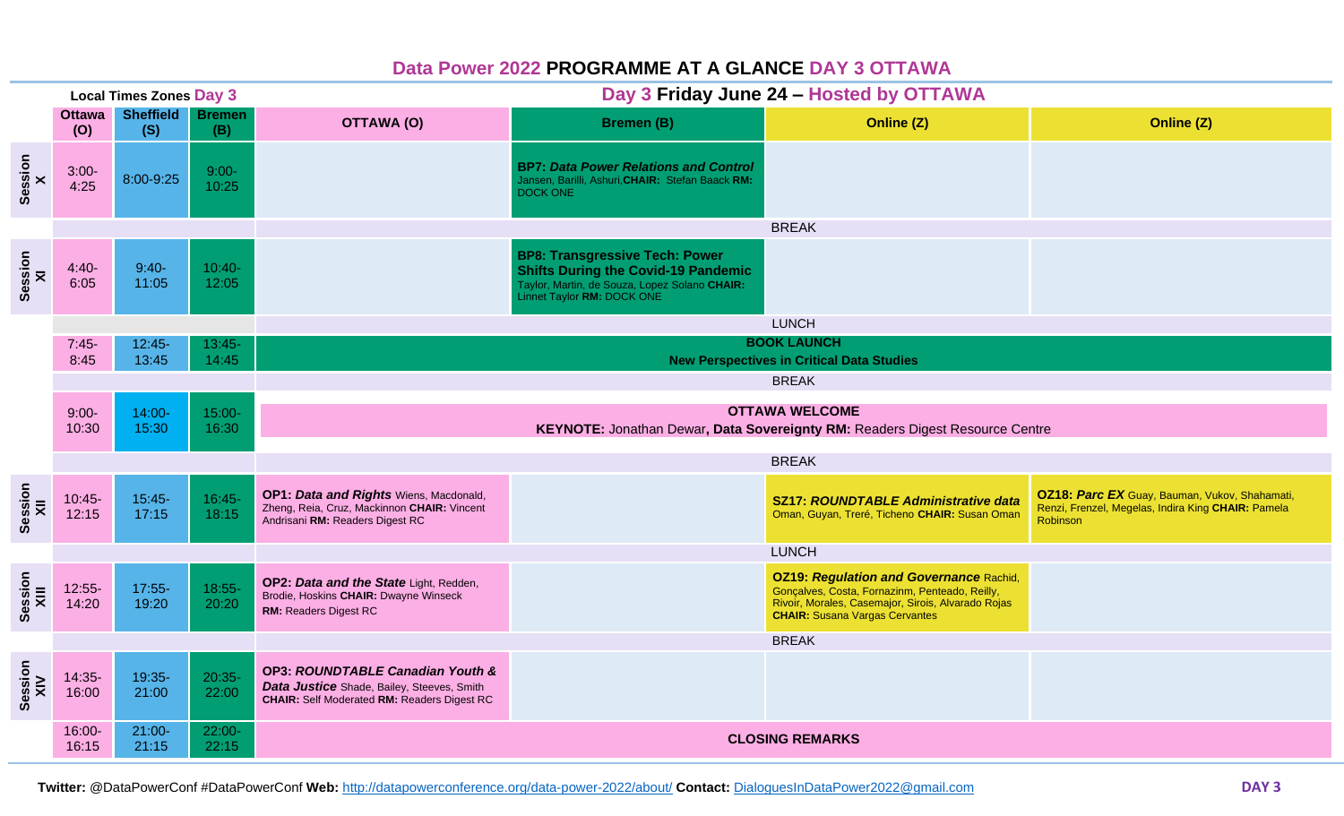# Data Power 2022 PROGRAMME AT A GLANCE DAY 3 OTTAWA

## Day 3 Friday June 24 – Hosted by OTTAWA

| Local Times Zones Day 3 | Ottawa (O) | Sheffield (S) | Bremen (B) | OTTAWA (O) | Bremen (B) | Online (Z) | Online (Z) |
|---|---|---|---|---|---|---|---|
| Session X | 3:00-4:25 | 8:00-9:25 | 9:00-10:25 | | **BP7: *Data Power Relations and Control*** Jansen, Barilli, Ashuri, **CHAIR:** Stefan Baack **RM:** DOCK ONE | | |
| | | | | BREAK | | | |
| Session XI | 4:40-6:05 | 9:40-11:05 | 10:40-12:05 | | **BP8: Transgressive Tech: Power Shifts During the Covid-19 Pandemic** Taylor, Martin, de Souza, Lopez Solano **CHAIR:** Linnet Taylor **RM:** DOCK ONE | | |
| | | | | LUNCH | | | |
| | 7:45-8:45 | 12:45-13:45 | 13:45-14:45 | **BOOK LAUNCH** **New Perspectives in Critical Data Studies** | | | |
| | | | | BREAK | | | |
| | 9:00-10:30 | 14:00-15:30 | 15:00-16:30 | **OTTAWA WELCOME** **KEYNOTE:** Jonathan Dewar**, Data Sovereignty RM:** Readers Digest Resource Centre | | | |
| | | | | BREAK | | | |
| Session XII | 10:45-12:15 | 15:45-17:15 | 16:45-18:15 | **OP1: *Data and Rights*** Wiens, Macdonald, Zheng, Reia, Cruz, Mackinnon **CHAIR:** Vincent Andrisani **RM:** Readers Digest RC | | **SZ17: *ROUNDTABLE Administrative data*** Oman, Guyan, Treré, Ticheno **CHAIR:** Susan Oman | **OZ18: *Parc EX*** Guay, Bauman, Vukov, Shahamati, Renzi, Frenzel, Megelas, Indira King **CHAIR:** Pamela Robinson |
| | | | | LUNCH | | | |
| Session XIII | 12:55-14:20 | 17:55-19:20 | 18:55-20:20 | **OP2: *Data and the State*** Light, Redden, Brodie, Hoskins **CHAIR:** Dwayne Winseck **RM:** Readers Digest RC | | **OZ19: *Regulation and Governance*** Rachid, Gonçalves, Costa, Fornazinm, Penteado, Reilly, Rivoir, Morales, Casemajor, Sirois, Alvarado Rojas **CHAIR:** Susana Vargas Cervantes | |
| | | | | BREAK | | | |
| Session XIV | 14:35-16:00 | 19:35-21:00 | 20:35-22:00 | **OP3: *ROUNDTABLE Canadian Youth & Data Justice*** Shade, Bailey, Steeves, Smith **CHAIR:** Self Moderated **RM:** Readers Digest RC | | | |
| | 16:00-16:15 | 21:00-21:15 | 22:00-22:15 | **CLOSING REMARKS** | | | |

**Twitter:** @DataPowerConf #DataPowerConf **Web:** http://datapowerconference.org/data-power-2022/about/ **Contact:** DialoguesInDataPower2022@gmail.com

DAY 3